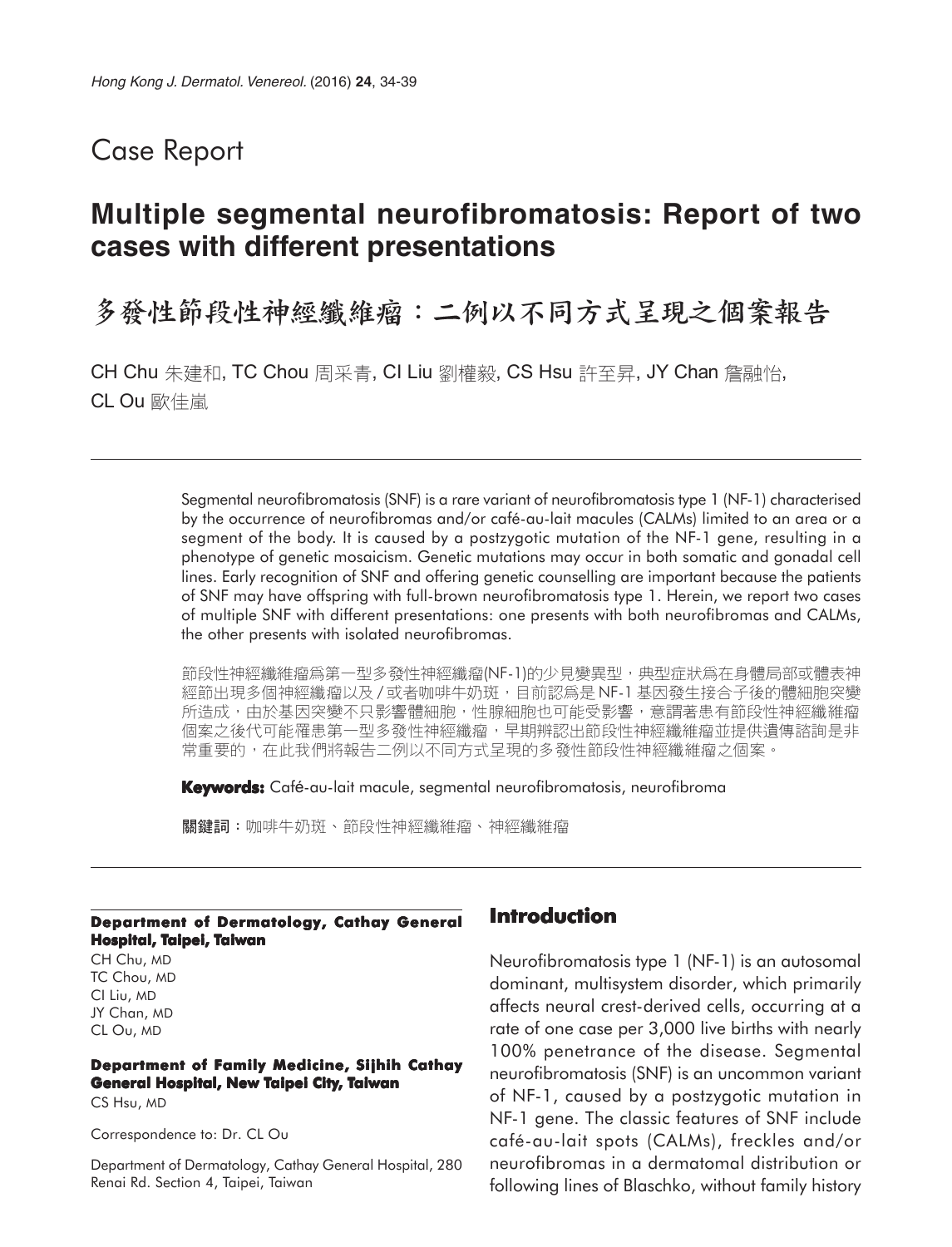Case Report

# Multiple segmental neurofibromatosis: Report of two cases with different presentations

# 多發性節段性神經纖維瘤：二例以不同方式呈現之個案報告

CH Chu 朱建和, TC Chou 周采青, CI Liu 劉權毅, CS Hsu 許至昇, JY Chan 詹融怡, CL Ou 歐佳嵐

Segmental neurofibromatosis (SNF) is a rare variant of neurofibromatosis type 1 (NF-1) characterised by the occurrence of neurofibromas and/or café-au-lait macules (CALMs) limited to an area or a segment of the body. It is caused by a postzygotic mutation of the NF-1 gene, resulting in a phenotype of genetic mosaicism. Genetic mutations may occur in both somatic and gonadal cell lines. Early recognition of SNF and offering genetic counselling are important because the patients of SNF may have offspring with full-brown neurofibromatosis type 1. Herein, we report two cases of multiple SNF with different presentations: one presents with both neurofibromas and CALMs, the other presents with isolated neurofibromas.

節段性神經纖維瘤為第一型多發性神經纖瘤(NF-1)的少見變異型，典型症狀為在身體局部或體表神經節出現多個神經纖維瘤以及/或者咖啡牛奶斑，目前認為是NF-1基因發生接合子後的體細胞突變所造成，由於基因突變不只影響體細胞，性腺細胞也可能受影響，意謂著患有節段性神經纖維瘤個案之後代可能罹患第一型多發性神經纖瘤，早期辨認出節段性神經纖維瘤並提供遺傳諮詢是非常重要的，在此我們將報告二例以不同方式呈現的多發性節段性神經纖維瘤之個案。

**Keywords:** Café-au-lait macule, segmental neurofibromatosis, neurofibroma

**關鍵詞**：咖啡牛奶斑、節段性神經纖維瘤、神經纖維瘤

**Department of Dermatology, Cathay General Hospital, Taipei, Taiwan**

CH Chu, MD
TC Chou, MD
CI Liu, MD
JY Chan, MD
CL Ou, MD

**Department of Family Medicine, Sijhih Cathay General Hospital, New Taipei City, Taiwan**

CS Hsu, MD

Correspondence to: Dr. CL Ou

Department of Dermatology, Cathay General Hospital, 280 Renai Rd. Section 4, Taipei, Taiwan

## Introduction

Neurofibromatosis type 1 (NF-1) is an autosomal dominant, multisystem disorder, which primarily affects neural crest-derived cells, occurring at a rate of one case per 3,000 live births with nearly 100% penetrance of the disease. Segmental neurofibromatosis (SNF) is an uncommon variant of NF-1, caused by a postzygotic mutation in NF-1 gene. The classic features of SNF include café-au-lait spots (CALMs), freckles and/or neurofibromas in a dermatomal distribution or following lines of Blaschko, without family history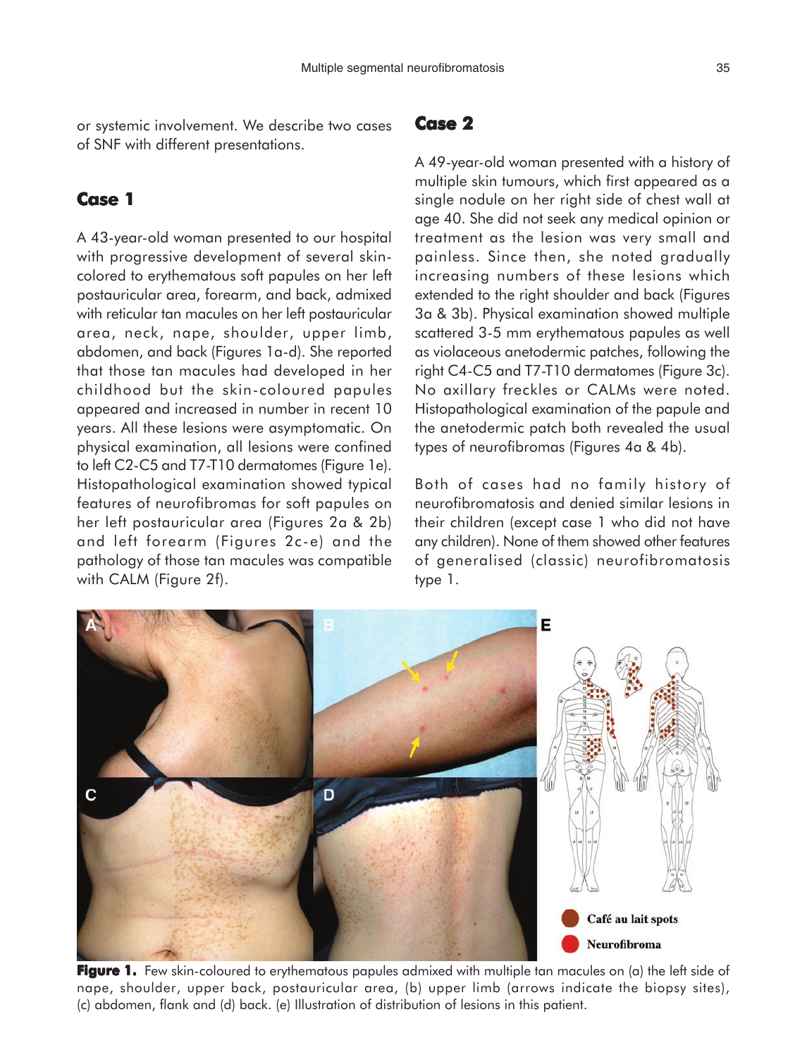or systemic involvement. We describe two cases of SNF with different presentations.

## Case 1

A 43-year-old woman presented to our hospital with progressive development of several skin-colored to erythematous soft papules on her left postauricular area, forearm, and back, admixed with reticular tan macules on her left postauricular area, neck, nape, shoulder, upper limb, abdomen, and back (Figures 1a-d). She reported that those tan macules had developed in her childhood but the skin-coloured papules appeared and increased in number in recent 10 years. All these lesions were asymptomatic. On physical examination, all lesions were confined to left C2-C5 and T7-T10 dermatomes (Figure 1e). Histopathological examination showed typical features of neurofibromas for soft papules on her left postauricular area (Figures 2a & 2b) and left forearm (Figures 2c-e) and the pathology of those tan macules was compatible with CALM (Figure 2f).

## Case 2

A 49-year-old woman presented with a history of multiple skin tumours, which first appeared as a single nodule on her right side of chest wall at age 40. She did not seek any medical opinion or treatment as the lesion was very small and painless. Since then, she noted gradually increasing numbers of these lesions which extended to the right shoulder and back (Figures 3a & 3b). Physical examination showed multiple scattered 3-5 mm erythematous papules as well as violaceous anetodermic patches, following the right C4-C5 and T7-T10 dermatomes (Figure 3c). No axillary freckles or CALMs were noted. Histopathological examination of the papule and the anetodermic patch both revealed the usual types of neurofibromas (Figures 4a & 4b).

Both of cases had no family history of neurofibromatosis and denied similar lesions in their children (except case 1 who did not have any children). None of them showed other features of generalised (classic) neurofibromatosis type 1.

**Figure 1.** Few skin-coloured to erythematous papules admixed with multiple tan macules on (a) the left side of nape, shoulder, upper back, postauricular area, (b) upper limb (arrows indicate the biopsy sites), (c) abdomen, flank and (d) back. (e) Illustration of distribution of lesions in this patient.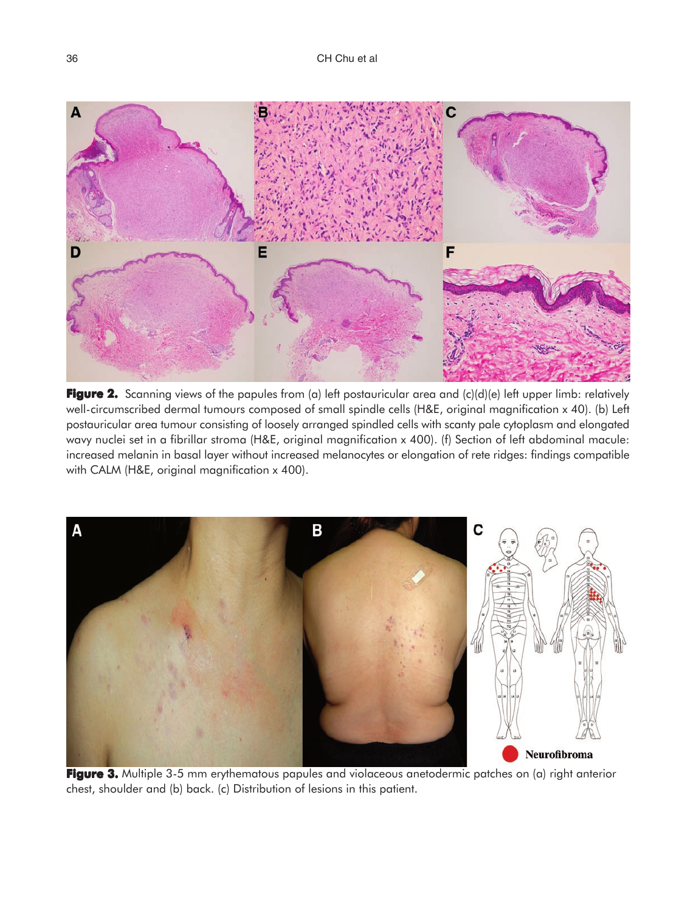**Figure 2.** Scanning views of the papules from (a) left postauricular area and (c)(d)(e) left upper limb: relatively well-circumscribed dermal tumours composed of small spindle cells (H&E, original magnification x 40). (b) Left postauricular area tumour consisting of loosely arranged spindled cells with scanty pale cytoplasm and elongated wavy nuclei set in a fibrillar stroma (H&E, original magnification x 400). (f) Section of left abdominal macule: increased melanin in basal layer without increased melanocytes or elongation of rete ridges: findings compatible with CALM (H&E, original magnification x 400).

**Figure 3.** Multiple 3-5 mm erythematous papules and violaceous anetodermic patches on (a) right anterior chest, shoulder and (b) back. (c) Distribution of lesions in this patient.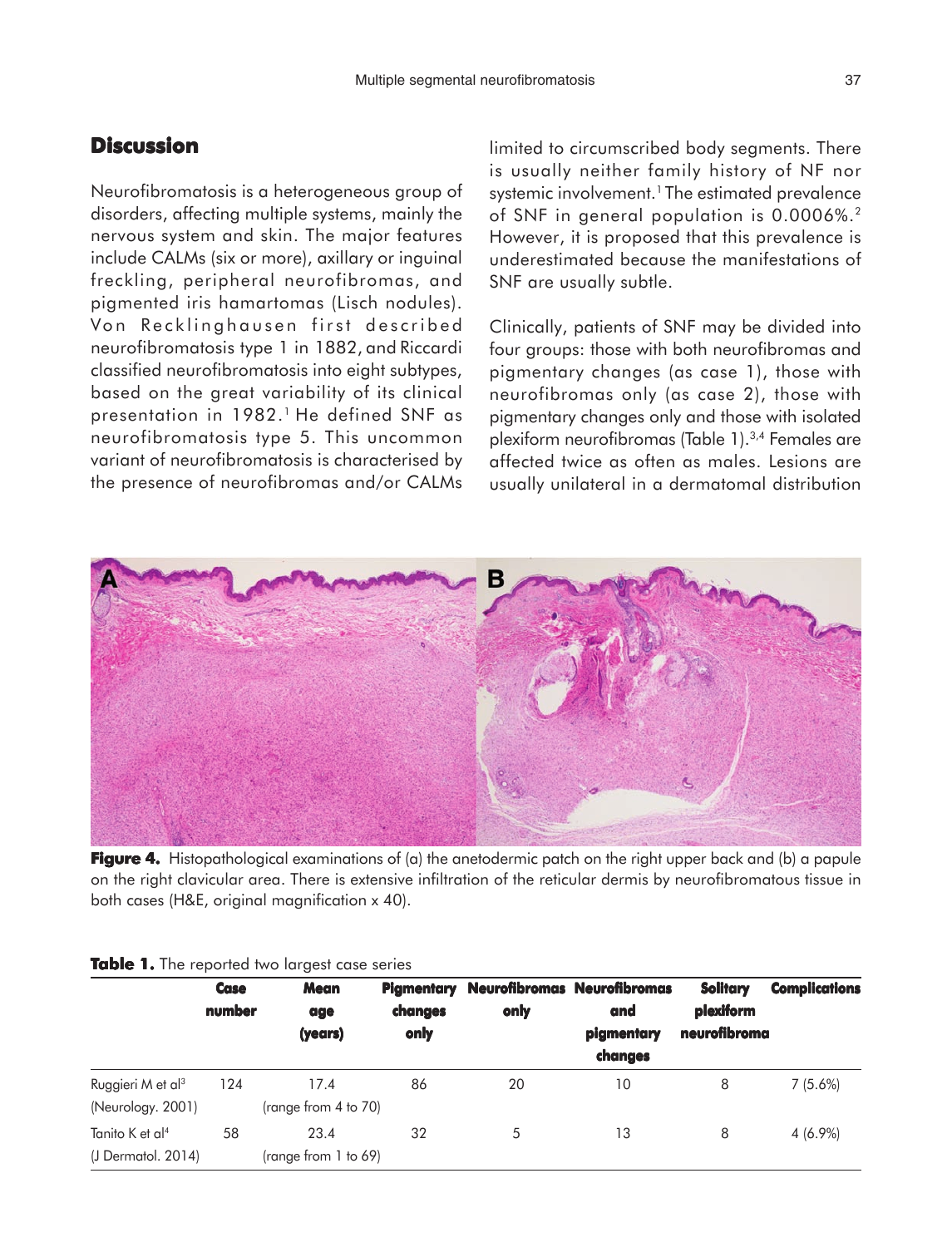## Discussion

Neurofibromatosis is a heterogeneous group of disorders, affecting multiple systems, mainly the nervous system and skin. The major features include CALMs (six or more), axillary or inguinal freckling, peripheral neurofibromas, and pigmented iris hamartomas (Lisch nodules). Von Recklinghausen first described neurofibromatosis type 1 in 1882, and Riccardi classified neurofibromatosis into eight subtypes, based on the great variability of its clinical presentation in 1982.[1] He defined SNF as neurofibromatosis type 5. This uncommon variant of neurofibromatosis is characterised by the presence of neurofibromas and/or CALMs limited to circumscribed body segments. There is usually neither family history of NF nor systemic involvement.[1] The estimated prevalence of SNF in general population is 0.0006%.[2] However, it is proposed that this prevalence is underestimated because the manifestations of SNF are usually subtle.

Clinically, patients of SNF may be divided into four groups: those with both neurofibromas and pigmentary changes (as case 1), those with neurofibromas only (as case 2), those with pigmentary changes only and those with isolated plexiform neurofibromas (Table 1).[3,4] Females are affected twice as often as males. Lesions are usually unilateral in a dermatomal distribution

**Figure 4.** Histopathological examinations of (a) the anetodermic patch on the right upper back and (b) a papule on the right clavicular area. There is extensive infiltration of the reticular dermis by neurofibromatous tissue in both cases (H&E, original magnification x 40).

**Table 1.** The reported two largest case series

| | Case number | Mean age (years) | Pigmentary changes only | Neurofibromas only | Neurofibromas and pigmentary changes | Solitary plexiform neurofibroma | Complications |
|---|---|---|---|---|---|---|---|
| Ruggieri M et al[3] (Neurology. 2001) | 124 | 17.4 (range from 4 to 70) | 86 | 20 | 10 | 8 | 7 (5.6%) |
| Tanito K et al[4] (J Dermatol. 2014) | 58 | 23.4 (range from 1 to 69) | 32 | 5 | 13 | 8 | 4 (6.9%) |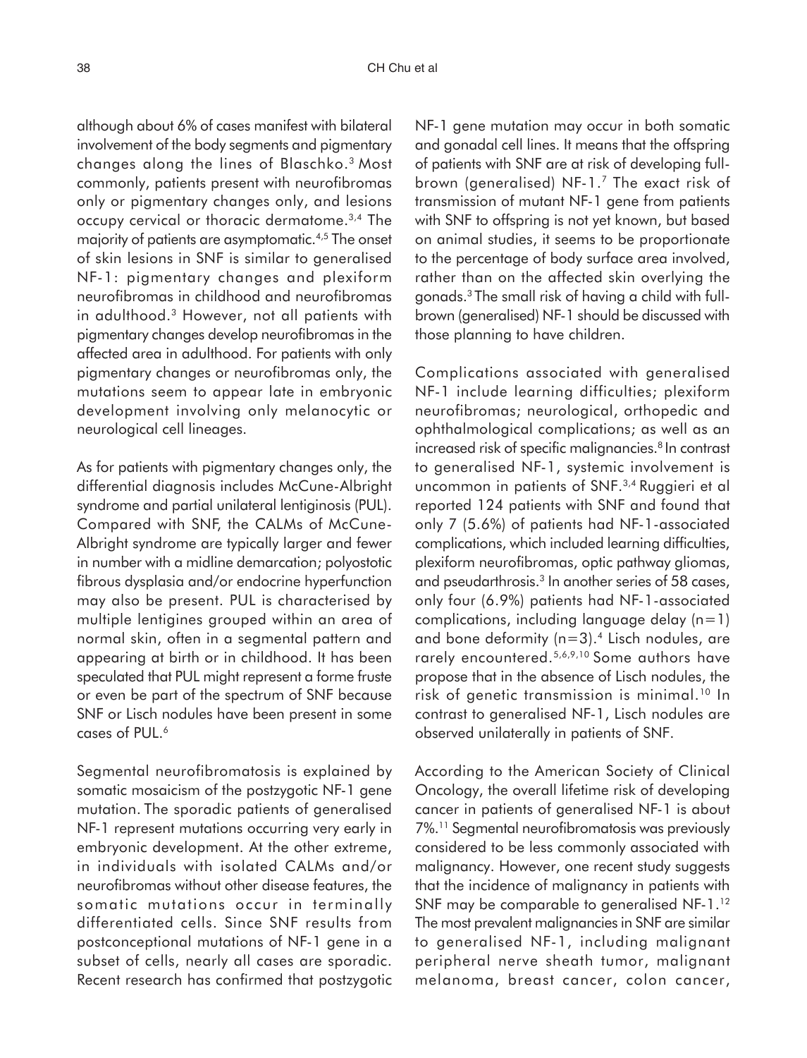although about 6% of cases manifest with bilateral involvement of the body segments and pigmentary changes along the lines of Blaschko.[3] Most commonly, patients present with neurofibromas only or pigmentary changes only, and lesions occupy cervical or thoracic dermatome.[3,4] The majority of patients are asymptomatic.[4,5] The onset of skin lesions in SNF is similar to generalised NF-1: pigmentary changes and plexiform neurofibromas in childhood and neurofibromas in adulthood.[3] However, not all patients with pigmentary changes develop neurofibromas in the affected area in adulthood. For patients with only pigmentary changes or neurofibromas only, the mutations seem to appear late in embryonic development involving only melanocytic or neurological cell lineages.

As for patients with pigmentary changes only, the differential diagnosis includes McCune-Albright syndrome and partial unilateral lentiginosis (PUL). Compared with SNF, the CALMs of McCune-Albright syndrome are typically larger and fewer in number with a midline demarcation; polyostotic fibrous dysplasia and/or endocrine hyperfunction may also be present. PUL is characterised by multiple lentigines grouped within an area of normal skin, often in a segmental pattern and appearing at birth or in childhood. It has been speculated that PUL might represent a forme fruste or even be part of the spectrum of SNF because SNF or Lisch nodules have been present in some cases of PUL.[6]

Segmental neurofibromatosis is explained by somatic mosaicism of the postzygotic NF-1 gene mutation. The sporadic patients of generalised NF-1 represent mutations occurring very early in embryonic development. At the other extreme, in individuals with isolated CALMs and/or neurofibromas without other disease features, the somatic mutations occur in terminally differentiated cells. Since SNF results from postconceptional mutations of NF-1 gene in a subset of cells, nearly all cases are sporadic. Recent research has confirmed that postzygotic NF-1 gene mutation may occur in both somatic and gonadal cell lines. It means that the offspring of patients with SNF are at risk of developing full-brown (generalised) NF-1.[7] The exact risk of transmission of mutant NF-1 gene from patients with SNF to offspring is not yet known, but based on animal studies, it seems to be proportionate to the percentage of body surface area involved, rather than on the affected skin overlying the gonads.[3] The small risk of having a child with full-brown (generalised) NF-1 should be discussed with those planning to have children.

Complications associated with generalised NF-1 include learning difficulties; plexiform neurofibromas; neurological, orthopedic and ophthalmological complications; as well as an increased risk of specific malignancies.[8] In contrast to generalised NF-1, systemic involvement is uncommon in patients of SNF.[3,4] Ruggieri et al reported 124 patients with SNF and found that only 7 (5.6%) of patients had NF-1-associated complications, which included learning difficulties, plexiform neurofibromas, optic pathway gliomas, and pseudarthrosis.[3] In another series of 58 cases, only four (6.9%) patients had NF-1-associated complications, including language delay (n=1) and bone deformity (n=3).[4] Lisch nodules, are rarely encountered.[5,6,9,10] Some authors have propose that in the absence of Lisch nodules, the risk of genetic transmission is minimal.[10] In contrast to generalised NF-1, Lisch nodules are observed unilaterally in patients of SNF.

According to the American Society of Clinical Oncology, the overall lifetime risk of developing cancer in patients of generalised NF-1 is about 7%.[11] Segmental neurofibromatosis was previously considered to be less commonly associated with malignancy. However, one recent study suggests that the incidence of malignancy in patients with SNF may be comparable to generalised NF-1.[12] The most prevalent malignancies in SNF are similar to generalised NF-1, including malignant peripheral nerve sheath tumor, malignant melanoma, breast cancer, colon cancer,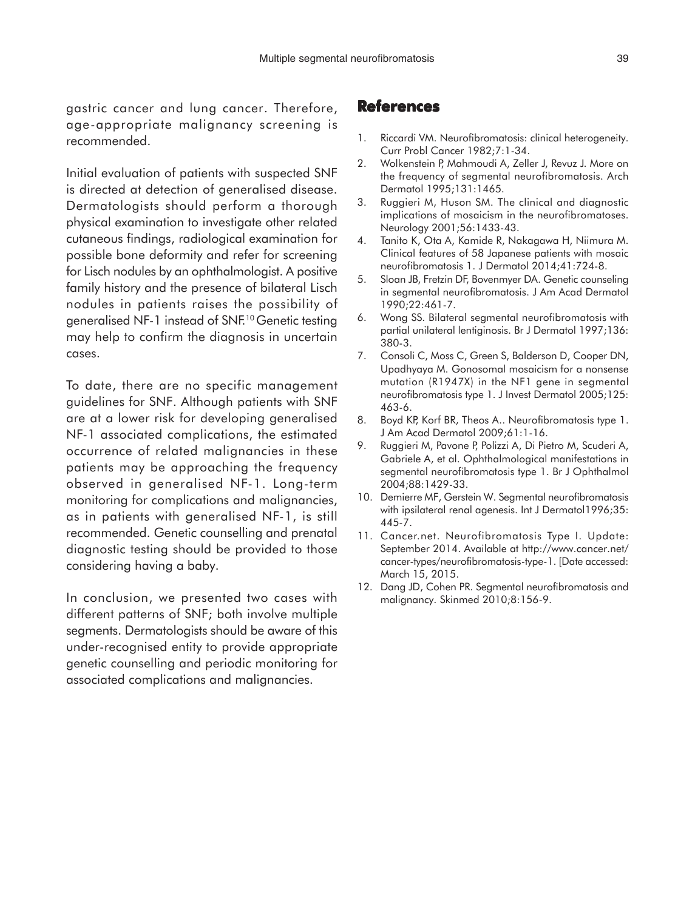gastric cancer and lung cancer. Therefore, age-appropriate malignancy screening is recommended.

Initial evaluation of patients with suspected SNF is directed at detection of generalised disease. Dermatologists should perform a thorough physical examination to investigate other related cutaneous findings, radiological examination for possible bone deformity and refer for screening for Lisch nodules by an ophthalmologist. A positive family history and the presence of bilateral Lisch nodules in patients raises the possibility of generalised NF-1 instead of SNF.[10] Genetic testing may help to confirm the diagnosis in uncertain cases.

To date, there are no specific management guidelines for SNF. Although patients with SNF are at a lower risk for developing generalised NF-1 associated complications, the estimated occurrence of related malignancies in these patients may be approaching the frequency observed in generalised NF-1. Long-term monitoring for complications and malignancies, as in patients with generalised NF-1, is still recommended. Genetic counselling and prenatal diagnostic testing should be provided to those considering having a baby.

In conclusion, we presented two cases with different patterns of SNF; both involve multiple segments. Dermatologists should be aware of this under-recognised entity to provide appropriate genetic counselling and periodic monitoring for associated complications and malignancies.

## References

1. Riccardi VM. Neurofibromatosis: clinical heterogeneity. Curr Probl Cancer 1982;7:1-34.
2. Wolkenstein P, Mahmoudi A, Zeller J, Revuz J. More on the frequency of segmental neurofibromatosis. Arch Dermatol 1995;131:1465.
3. Ruggieri M, Huson SM. The clinical and diagnostic implications of mosaicism in the neurofibromatoses. Neurology 2001;56:1433-43.
4. Tanito K, Ota A, Kamide R, Nakagawa H, Niimura M. Clinical features of 58 Japanese patients with mosaic neurofibromatosis 1. J Dermatol 2014;41:724-8.
5. Sloan JB, Fretzin DF, Bovenmyer DA. Genetic counseling in segmental neurofibromatosis. J Am Acad Dermatol 1990;22:461-7.
6. Wong SS. Bilateral segmental neurofibromatosis with partial unilateral lentiginosis. Br J Dermatol 1997;136: 380-3.
7. Consoli C, Moss C, Green S, Balderson D, Cooper DN, Upadhyaya M. Gonosomal mosaicism for a nonsense mutation (R1947X) in the NF1 gene in segmental neurofibromatosis type 1. J Invest Dermatol 2005;125: 463-6.
8. Boyd KP, Korf BR, Theos A.. Neurofibromatosis type 1. J Am Acad Dermatol 2009;61:1-16.
9. Ruggieri M, Pavone P, Polizzi A, Di Pietro M, Scuderi A, Gabriele A, et al. Ophthalmological manifestations in segmental neurofibromatosis type 1. Br J Ophthalmol 2004;88:1429-33.
10. Demierre MF, Gerstein W. Segmental neurofibromatosis with ipsilateral renal agenesis. Int J Dermatol1996;35: 445-7.
11. Cancer.net. Neurofibromatosis Type I. Update: September 2014. Available at http://www.cancer.net/cancer-types/neurofibromatosis-type-1. [Date accessed: March 15, 2015.
12. Dang JD, Cohen PR. Segmental neurofibromatosis and malignancy. Skinmed 2010;8:156-9.